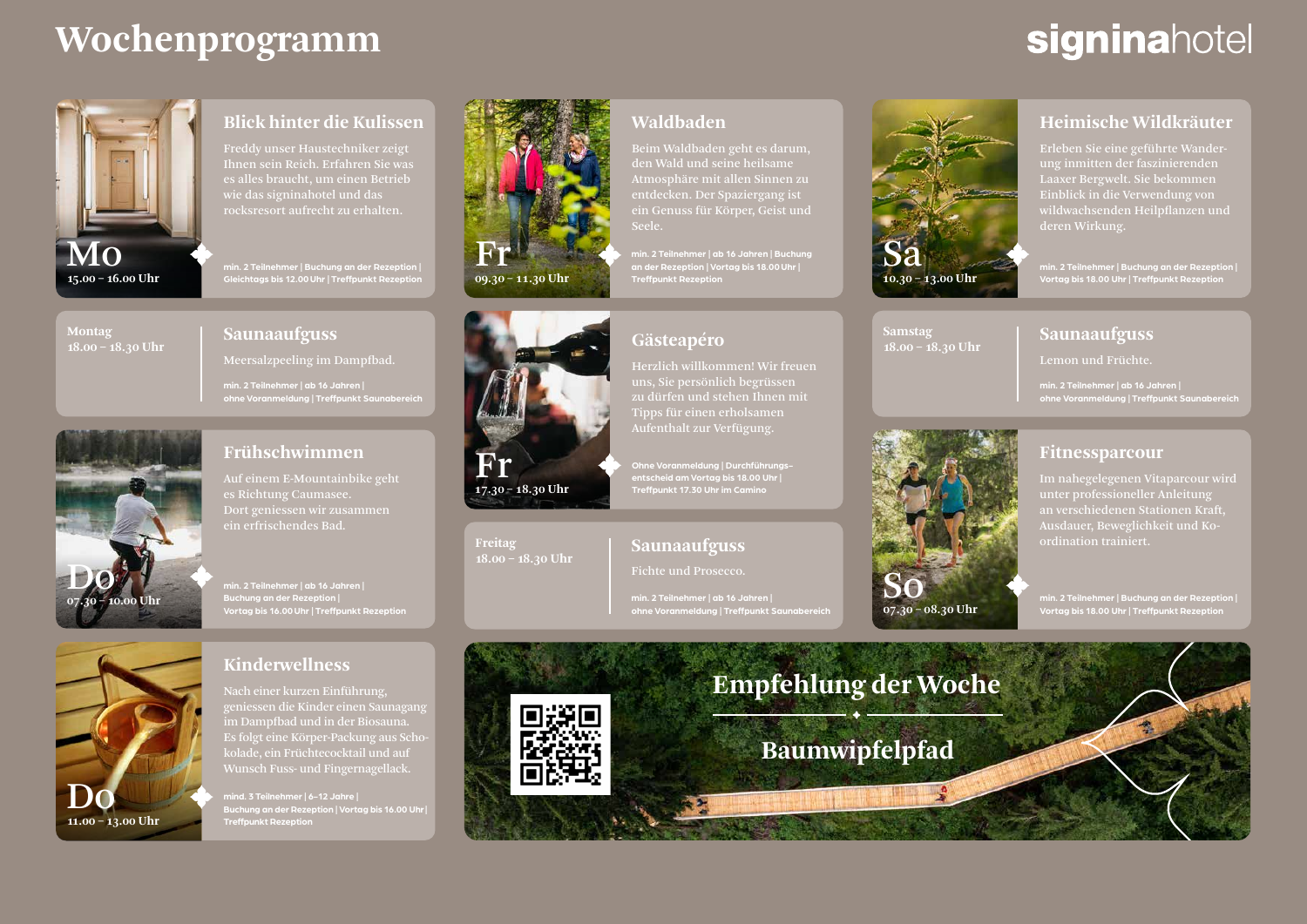# Wochenprogramm

signinahotel

## Blick hinter die Kulissen

Mo
15.00 – 16.00 Uhr

Freddy unser Haustechniker zeigt Ihnen sein Reich. Erfahren Sie was es alles braucht, um einen Betrieb wie das signinahotel und das rocksresort aufrecht zu erhalten.

min. 2 Teilnehmer | Buchung an der Rezeption | Gleichtags bis 12.00 Uhr | Treffpunkt Rezeption

## Saunaaufguss

Montag
18.00 – 18.30 Uhr

Meersalzpeeling im Dampfbad.

min. 2 Teilnehmer | ab 16 Jahren | ohne Voranmeldung | Treffpunkt Saunabereich

## Frühschwimmen

Do
07.30 – 10.00 Uhr

Auf einem E-Mountainbike geht es Richtung Caumasee. Dort geniessen wir zusammen ein erfrischendes Bad.

min. 2 Teilnehmer | ab 16 Jahren | Buchung an der Rezeption | Vortag bis 16.00 Uhr | Treffpunkt Rezeption

## Kinderwellness

Do
11.00 – 13.00 Uhr

Nach einer kurzen Einführung, geniessen die Kinder einen Saunagang im Dampfbad und in der Biosauna. Es folgt eine Körper-Packung aus Schokolade, ein Früchtecocktail und auf Wunsch Fuss- und Fingernagellack.

mind. 3 Teilnehmer | 6–12 Jahre | Buchung an der Rezeption | Vortag bis 16.00 Uhr | Treffpunkt Rezeption

## Waldbaden

Fr
09.30 – 11.30 Uhr

Beim Waldbaden geht es darum, den Wald und seine heilsame Atmosphäre mit allen Sinnen zu entdecken. Der Spaziergang ist ein Genuss für Körper, Geist und Seele.

min. 2 Teilnehmer | ab 16 Jahren | Buchung an der Rezeption | Vortag bis 18.00 Uhr | Treffpunkt Rezeption

## Gästeapéro

Fr
17.30 – 18.30 Uhr

Herzlich willkommen! Wir freuen uns, Sie persönlich begrüssen zu dürfen und stehen Ihnen mit Tipps für einen erholsamen Aufenthalt zur Verfügung.

Ohne Voranmeldung | Durchführungsentscheid am Vortag bis 18.00 Uhr | Treffpunkt 17.30 Uhr im Camino

## Saunaaufguss

Freitag
18.00 – 18.30 Uhr

Fichte und Prosecco.

min. 2 Teilnehmer | ab 16 Jahren | ohne Voranmeldung | Treffpunkt Saunabereich

## Heimische Wildkräuter

Sa
10.30 – 13.00 Uhr

Erleben Sie eine geführte Wanderung inmitten der faszinierenden Laaxer Bergwelt. Sie bekommen Einblick in die Verwendung von wildwachsenden Heilpflanzen und deren Wirkung.

min. 2 Teilnehmer | Buchung an der Rezeption | Vortag bis 18.00 Uhr | Treffpunkt Rezeption

## Saunaaufguss

Samstag
18.00 – 18.30 Uhr

Lemon und Früchte.

min. 2 Teilnehmer | ab 16 Jahren | ohne Voranmeldung | Treffpunkt Saunabereich

## Fitnessparcour

So
07.30 – 08.30 Uhr

Im nahegelegenen Vitaparcour wird unter professioneller Anleitung an verschiedenen Stationen Kraft, Ausdauer, Beweglichkeit und Koordination trainiert.

min. 2 Teilnehmer | Buchung an der Rezeption | Vortag bis 18.00 Uhr | Treffpunkt Rezeption

## Empfehlung der Woche

Baumwipfelpfad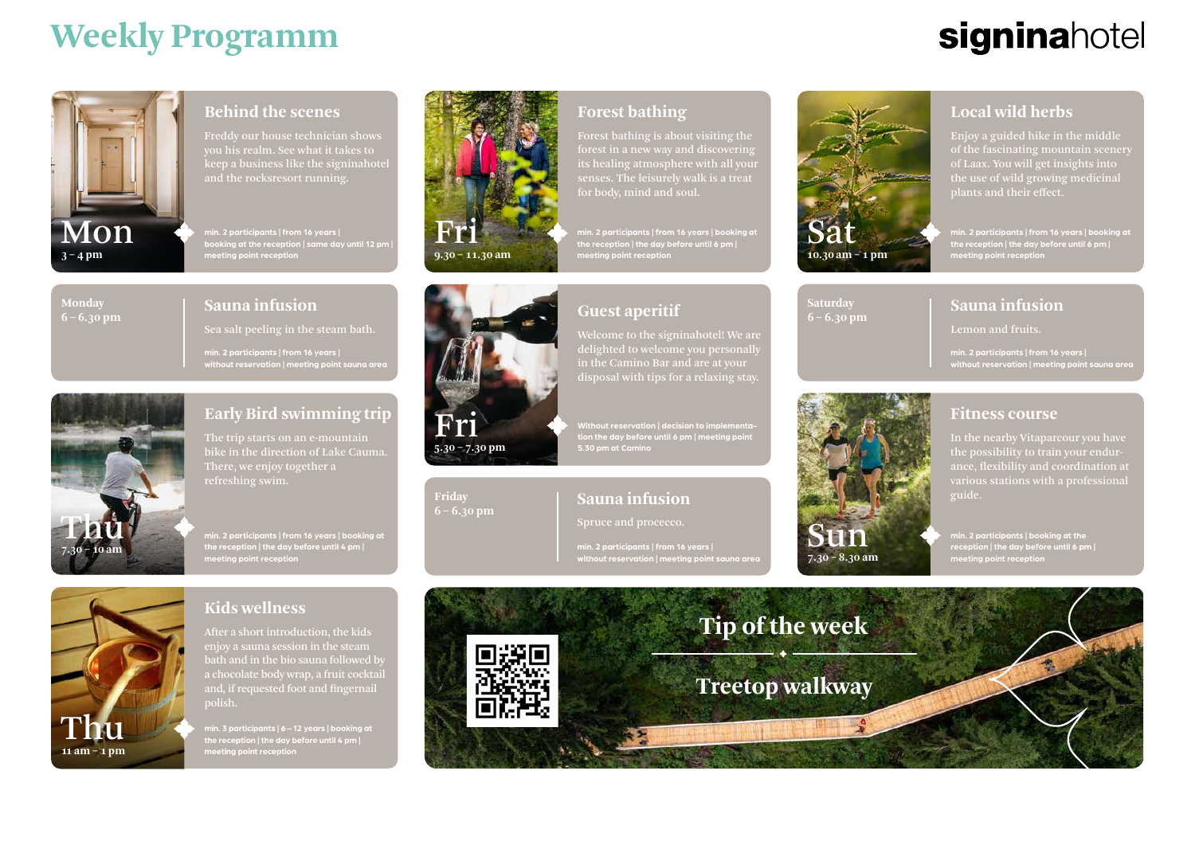# Weekly Programm

signinahotel

## Behind the scenes

**Mon**
3 – 4 pm

Freddy our house technician shows you his realm. See what it takes to keep a business like the signinahotel and the rocksresort running.

min. 2 participants | from 16 years | booking at the reception | same day until 12 pm | meeting point reception

## Sauna infusion

Monday
6 – 6.30 pm

Sea salt peeling in the steam bath.

min. 2 participants | from 16 years | without reservation | meeting point sauna area

## Early Bird swimming trip

**Thu**
7.30 – 10 am

The trip starts on an e-mountain bike in the direction of Lake Cauma. There, we enjoy together a refreshing swim.

min. 2 participants | from 16 years | booking at the reception | the day before until 4 pm | meeting point reception

## Kids wellness

**Thu**
11 am – 1 pm

After a short introduction, the kids enjoy a sauna session in the steam bath and in the bio sauna followed by a chocolate body wrap, a fruit cocktail and, if requested foot and fingernail polish.

min. 3 participants | 6 – 12 years | booking at the reception | the day before until 4 pm | meeting point reception

## Forest bathing

**Fri**
9.30 – 11.30 am

Forest bathing is about visiting the forest in a new way and discovering its healing atmosphere with all your senses. The leisurely walk is a treat for body, mind and soul.

min. 2 participants | from 16 years | booking at the reception | the day before until 6 pm | meeting point reception

## Guest aperitif

**Fri**
5.30 – 7.30 pm

Welcome to the signinahotel! We are delighted to welcome you personally in the Camino Bar and are at your disposal with tips for a relaxing stay.

Without reservation | decision to implementation the day before until 6 pm | meeting point 5.30 pm at Camino

## Sauna infusion

Friday
6 – 6.30 pm

Spruce and procecco.

min. 2 participants | from 16 years | without reservation | meeting point sauna area

## Local wild herbs

**Sat**
10.30 am – 1 pm

Enjoy a guided hike in the middle of the fascinating mountain scenery of Laax. You will get insights into the use of wild growing medicinal plants and their effect.

min. 2 participants | from 16 years | booking at the reception | the day before until 6 pm | meeting point reception

## Sauna infusion

Saturday
6 – 6.30 pm

Lemon and fruits.

min. 2 participants | from 16 years | without reservation | meeting point sauna area

## Fitness course

**Sun**
7.30 – 8.30 am

In the nearby Vitaparcour you have the possibility to train your endurance, flexibility and coordination at various stations with a professional guide.

min. 2 participants | booking at the reception | the day before until 6 pm | meeting point reception

## Tip of the week

**Treetop walkway**